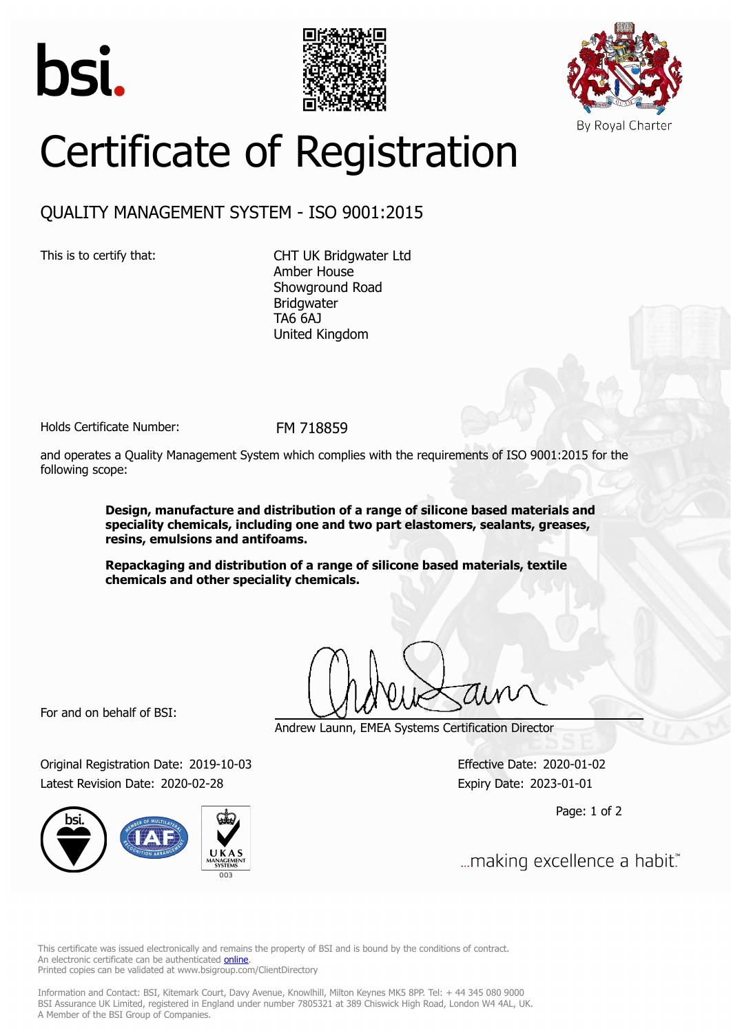bsi.

By Royal Charter

# Certificate of Registration

## QUALITY MANAGEMENT SYSTEM - ISO 9001:2015

This is to certify that:

CHT UK Bridgwater Ltd
Amber House
Showground Road
Bridgwater
TA6 6AJ
United Kingdom

Holds Certificate Number: FM 718859

and operates a Quality Management System which complies with the requirements of ISO 9001:2015 for the following scope:

**Design, manufacture and distribution of a range of silicone based materials and speciality chemicals, including one and two part elastomers, sealants, greases, resins, emulsions and antifoams.**

**Repackaging and distribution of a range of silicone based materials, textile chemicals and other speciality chemicals.**

For and on behalf of BSI:

Andrew Launn, EMEA Systems Certification Director

Original Registration Date: 2019-10-03
Latest Revision Date: 2020-02-28

Effective Date: 2020-01-02
Expiry Date: 2023-01-01

...making excellence a habit.™

This certificate was issued electronically and remains the property of BSI and is bound by the conditions of contract.
An electronic certificate can be authenticated online.
Printed copies can be validated at www.bsigroup.com/ClientDirectory

Information and Contact: BSI, Kitemark Court, Davy Avenue, Knowlhill, Milton Keynes MK5 8PP. Tel: + 44 345 080 9000
BSI Assurance UK Limited, registered in England under number 7805321 at 389 Chiswick High Road, London W4 4AL, UK.
A Member of the BSI Group of Companies.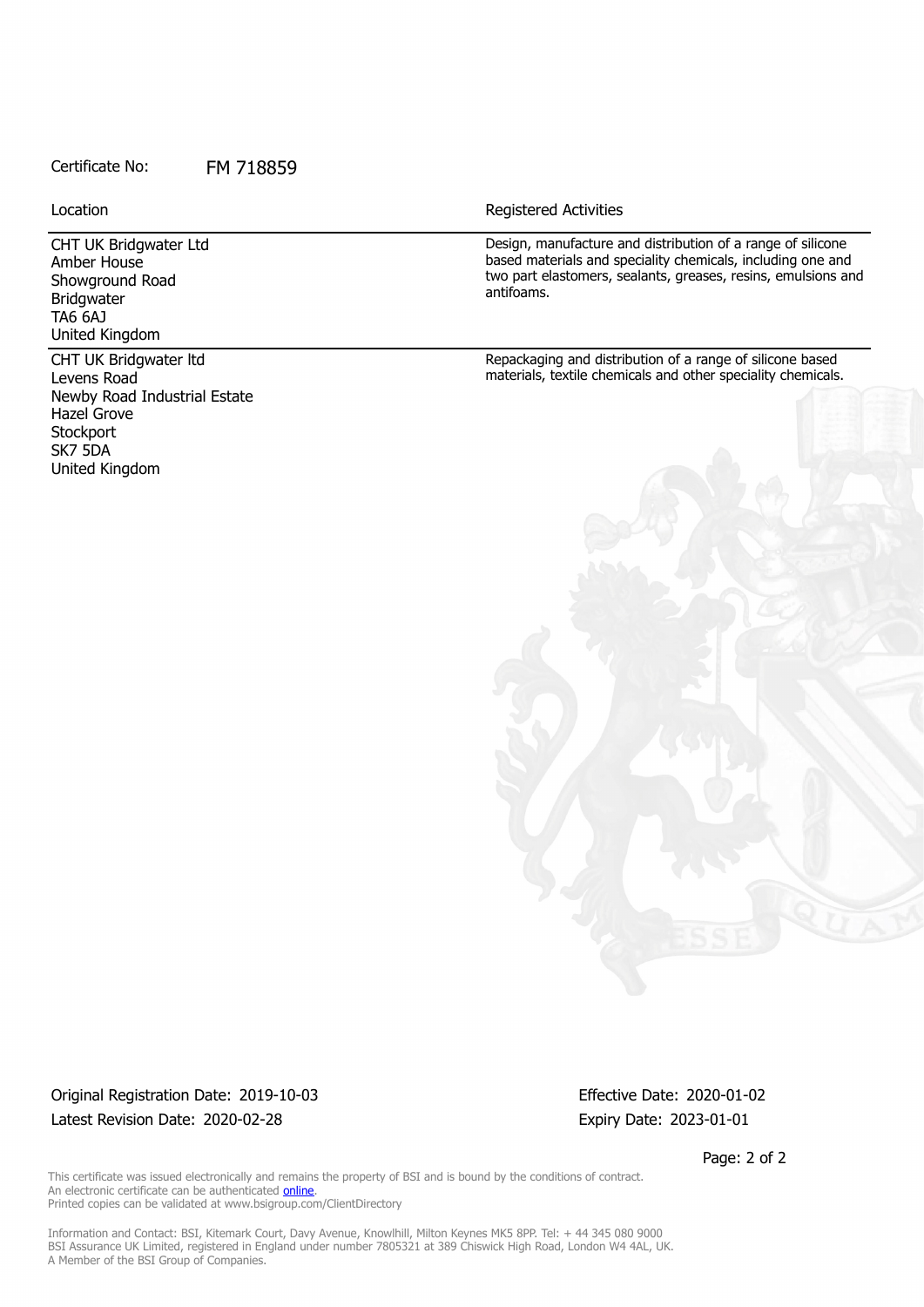Certificate No: FM 718859

| Location | Registered Activities |
| --- | --- |
| CHT UK Bridgwater Ltd<br>Amber House<br>Showground Road<br>Bridgwater<br>TA6 6AJ<br>United Kingdom | Design, manufacture and distribution of a range of silicone based materials and speciality chemicals, including one and two part elastomers, sealants, greases, resins, emulsions and antifoams. |
| CHT UK Bridgwater ltd<br>Levens Road<br>Newby Road Industrial Estate<br>Hazel Grove<br>Stockport<br>SK7 5DA<br>United Kingdom | Repackaging and distribution of a range of silicone based materials, textile chemicals and other speciality chemicals. |

Original Registration Date: 2019-10-03

Latest Revision Date: 2020-02-28

Effective Date: 2020-01-02

Expiry Date: 2023-01-01

This certificate was issued electronically and remains the property of BSI and is bound by the conditions of contract.
An electronic certificate can be authenticated online.
Printed copies can be validated at www.bsigroup.com/ClientDirectory

Information and Contact: BSI, Kitemark Court, Davy Avenue, Knowlhill, Milton Keynes MK5 8PP. Tel: + 44 345 080 9000
BSI Assurance UK Limited, registered in England under number 7805321 at 389 Chiswick High Road, London W4 4AL, UK.
A Member of the BSI Group of Companies.